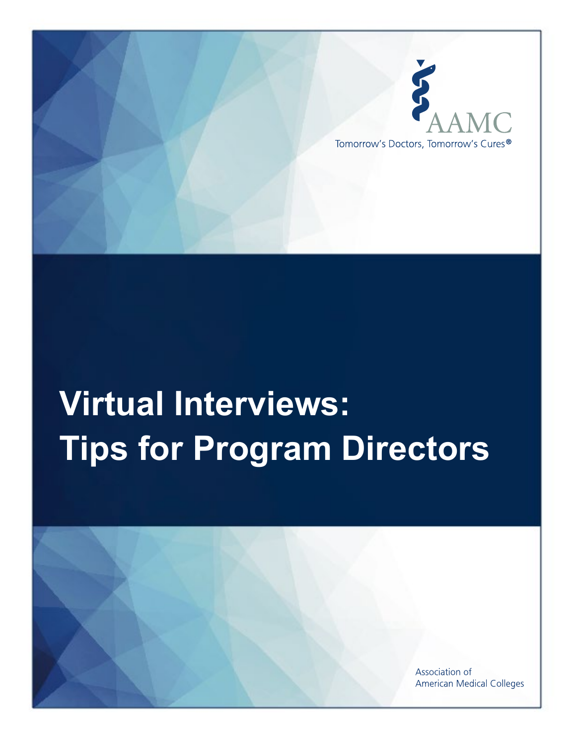AAMC

Tomorrow's Doctors, Tomorrow's Cures®

# Virtual Interviews: Tips for Program Directors

Association of American Medical Colleges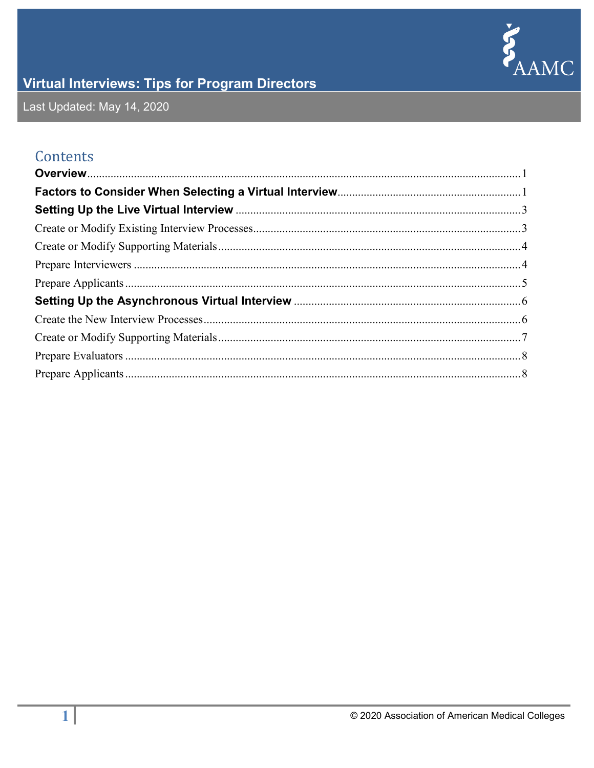# Virtual Interviews: Tips for Program Directors

Last Updated: May 14, 2020

## Contents

**Overview** ..... 1
**Factors to Consider When Selecting a Virtual Interview** ..... 1
**Setting Up the Live Virtual Interview** ..... 3
Create or Modify Existing Interview Processes ..... 3
Create or Modify Supporting Materials ..... 4
Prepare Interviewers ..... 4
Prepare Applicants ..... 5
**Setting Up the Asynchronous Virtual Interview** ..... 6
Create the New Interview Processes ..... 6
Create or Modify Supporting Materials ..... 7
Prepare Evaluators ..... 8
Prepare Applicants ..... 8

© 2020 Association of American Medical Colleges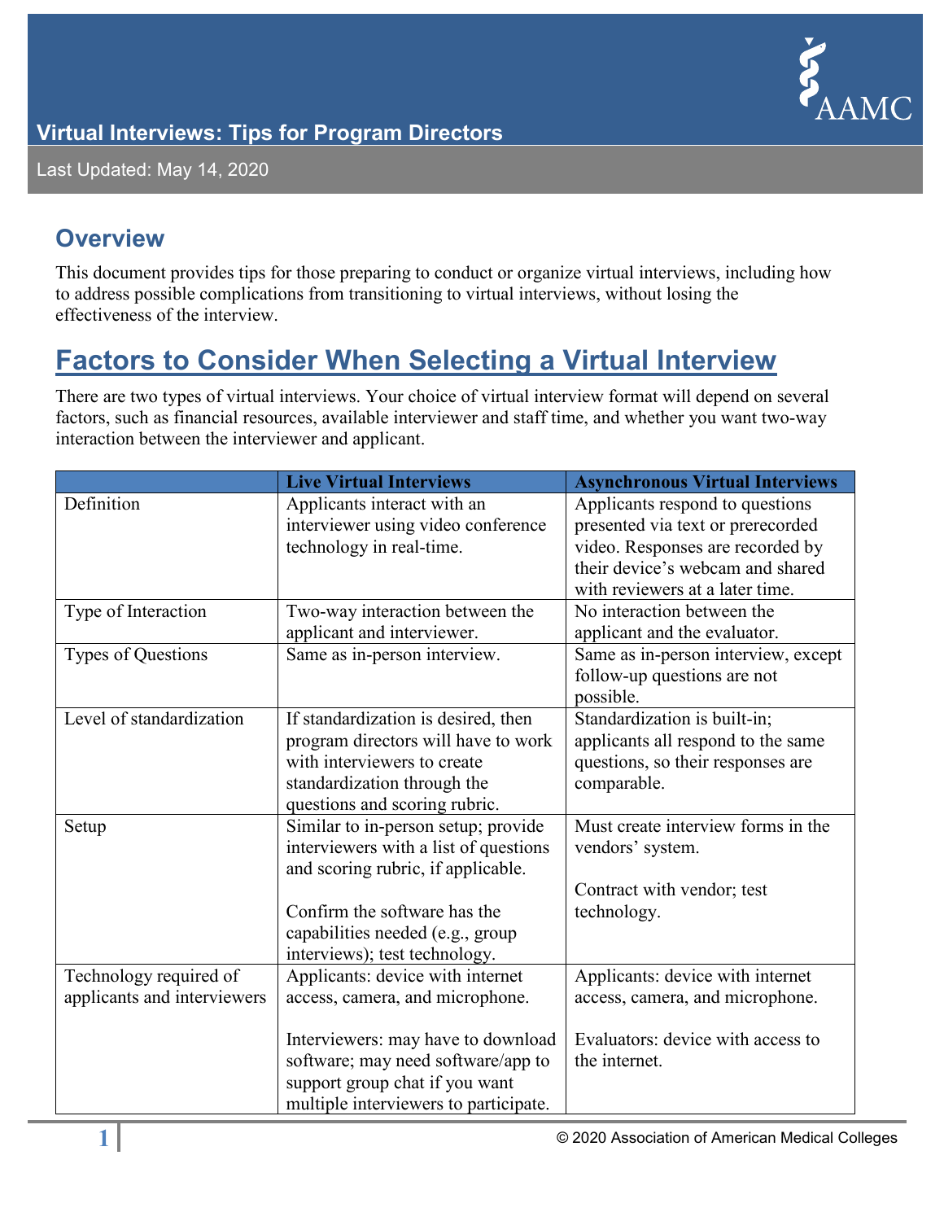# Virtual Interviews: Tips for Program Directors

Last Updated: May 14, 2020

## Overview

This document provides tips for those preparing to conduct or organize virtual interviews, including how to address possible complications from transitioning to virtual interviews, without losing the effectiveness of the interview.

## Factors to Consider When Selecting a Virtual Interview

There are two types of virtual interviews. Your choice of virtual interview format will depend on several factors, such as financial resources, available interviewer and staff time, and whether you want two-way interaction between the interviewer and applicant.

| | Live Virtual Interviews | Asynchronous Virtual Interviews |
|---|---|---|
| Definition | Applicants interact with an interviewer using video conference technology in real-time. | Applicants respond to questions presented via text or prerecorded video. Responses are recorded by their device's webcam and shared with reviewers at a later time. |
| Type of Interaction | Two-way interaction between the applicant and interviewer. | No interaction between the applicant and the evaluator. |
| Types of Questions | Same as in-person interview. | Same as in-person interview, except follow-up questions are not possible. |
| Level of standardization | If standardization is desired, then program directors will have to work with interviewers to create standardization through the questions and scoring rubric. | Standardization is built-in; applicants all respond to the same questions, so their responses are comparable. |
| Setup | Similar to in-person setup; provide interviewers with a list of questions and scoring rubric, if applicable.<br><br>Confirm the software has the capabilities needed (e.g., group interviews); test technology. | Must create interview forms in the vendors' system.<br><br>Contract with vendor; test technology. |
| Technology required of applicants and interviewers | Applicants: device with internet access, camera, and microphone.<br><br>Interviewers: may have to download software; may need software/app to support group chat if you want multiple interviewers to participate. | Applicants: device with internet access, camera, and microphone.<br><br>Evaluators: device with access to the internet. |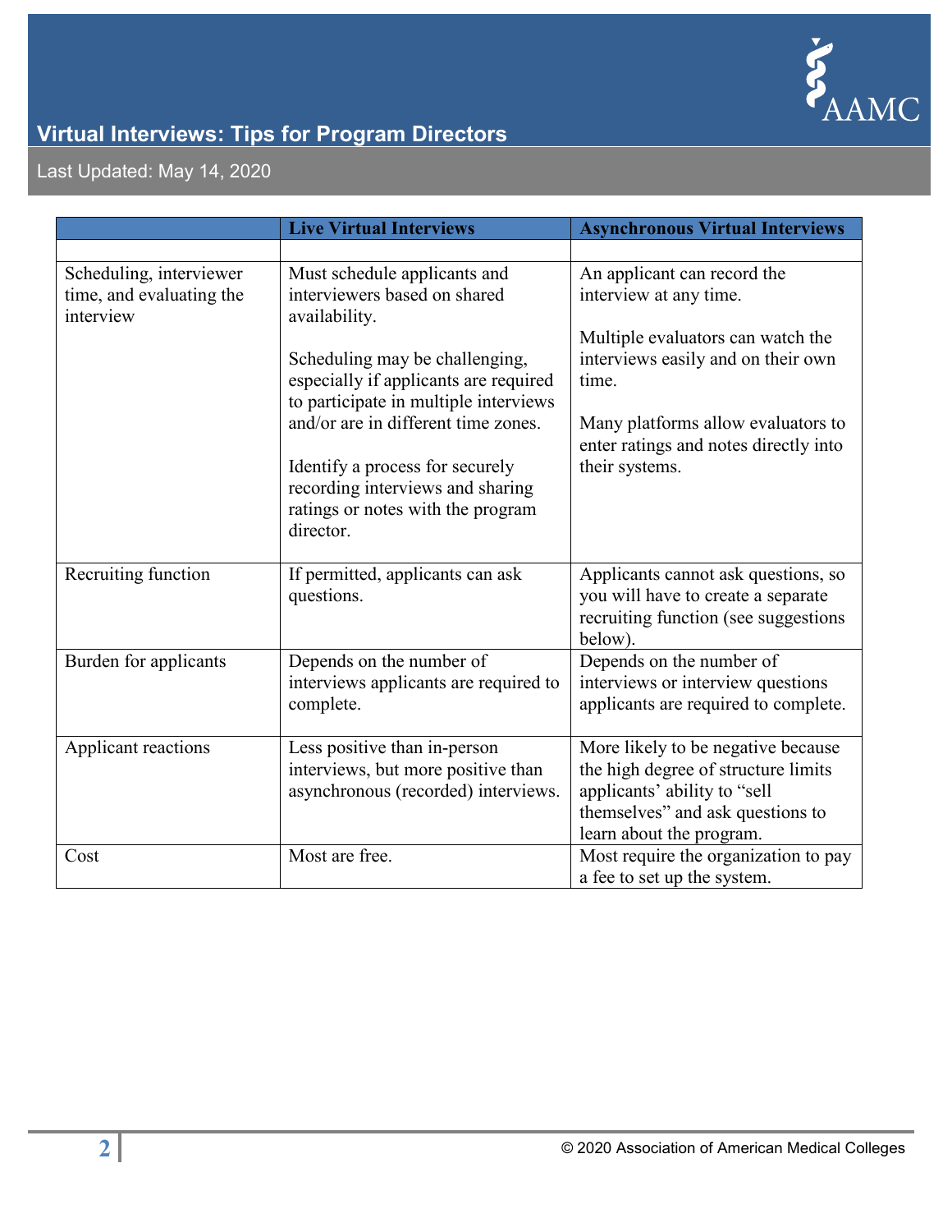| | Live Virtual Interviews | Asynchronous Virtual Interviews |
|---|---|---|
| | | |
| Scheduling, interviewer time, and evaluating the interview | Must schedule applicants and interviewers based on shared availability. Scheduling may be challenging, especially if applicants are required to participate in multiple interviews and/or are in different time zones. Identify a process for securely recording interviews and sharing ratings or notes with the program director. | An applicant can record the interview at any time. Multiple evaluators can watch the interviews easily and on their own time. Many platforms allow evaluators to enter ratings and notes directly into their systems. |
| Recruiting function | If permitted, applicants can ask questions. | Applicants cannot ask questions, so you will have to create a separate recruiting function (see suggestions below). |
| Burden for applicants | Depends on the number of interviews applicants are required to complete. | Depends on the number of interviews or interview questions applicants are required to complete. |
| Applicant reactions | Less positive than in-person interviews, but more positive than asynchronous (recorded) interviews. | More likely to be negative because the high degree of structure limits applicants' ability to "sell themselves" and ask questions to learn about the program. |
| Cost | Most are free. | Most require the organization to pay a fee to set up the system. |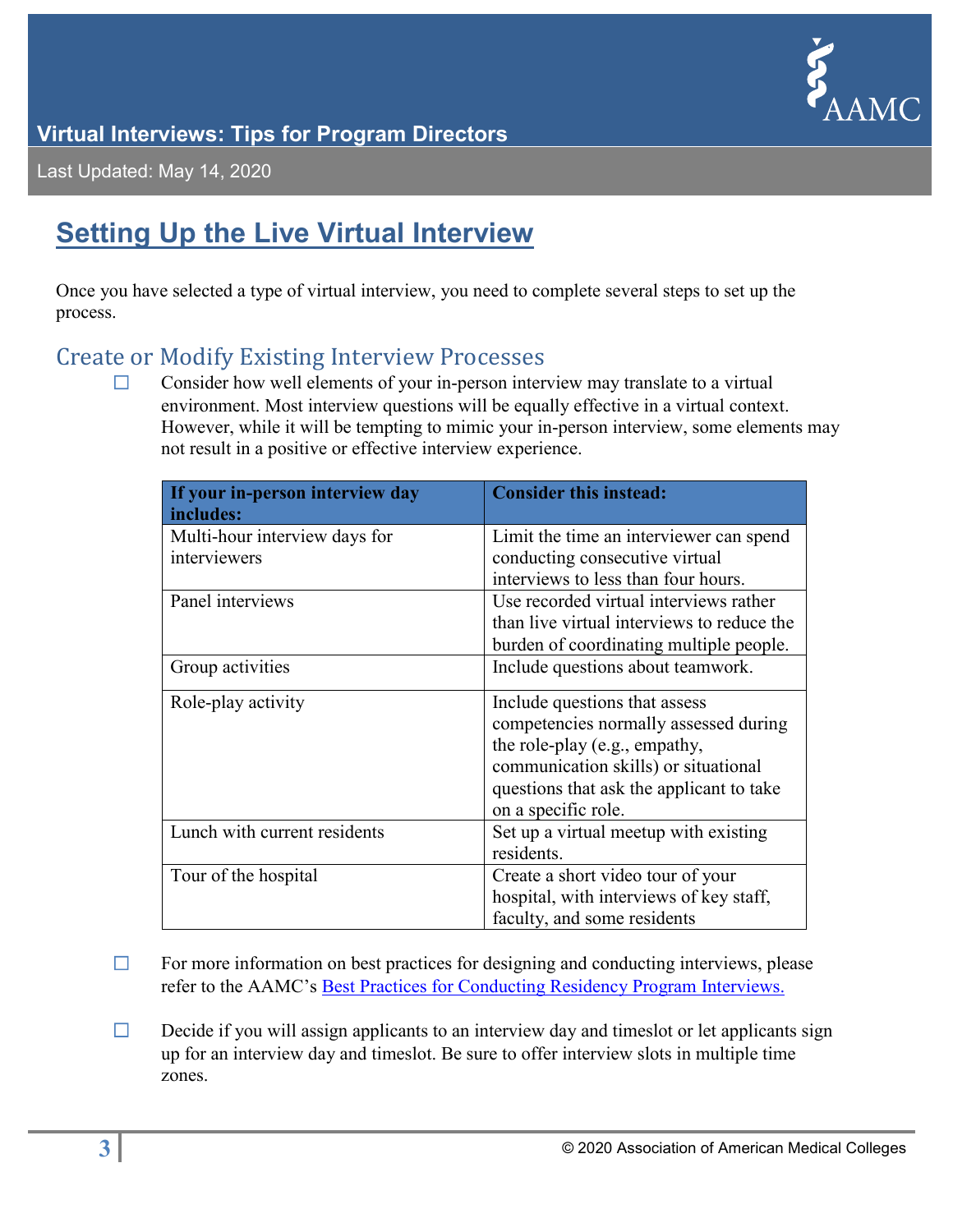## Setting Up the Live Virtual Interview

Once you have selected a type of virtual interview, you need to complete several steps to set up the process.

### Create or Modify Existing Interview Processes

☐ Consider how well elements of your in-person interview may translate to a virtual environment. Most interview questions will be equally effective in a virtual context. However, while it will be tempting to mimic your in-person interview, some elements may not result in a positive or effective interview experience.

| If your in-person interview day includes: | Consider this instead: |
|---|---|
| Multi-hour interview days for interviewers | Limit the time an interviewer can spend conducting consecutive virtual interviews to less than four hours. |
| Panel interviews | Use recorded virtual interviews rather than live virtual interviews to reduce the burden of coordinating multiple people. |
| Group activities | Include questions about teamwork. |
| Role-play activity | Include questions that assess competencies normally assessed during the role-play (e.g., empathy, communication skills) or situational questions that ask the applicant to take on a specific role. |
| Lunch with current residents | Set up a virtual meetup with existing residents. |
| Tour of the hospital | Create a short video tour of your hospital, with interviews of key staff, faculty, and some residents |

☐ For more information on best practices for designing and conducting interviews, please refer to the AAMC's Best Practices for Conducting Residency Program Interviews.

☐ Decide if you will assign applicants to an interview day and timeslot or let applicants sign up for an interview day and timeslot. Be sure to offer interview slots in multiple time zones.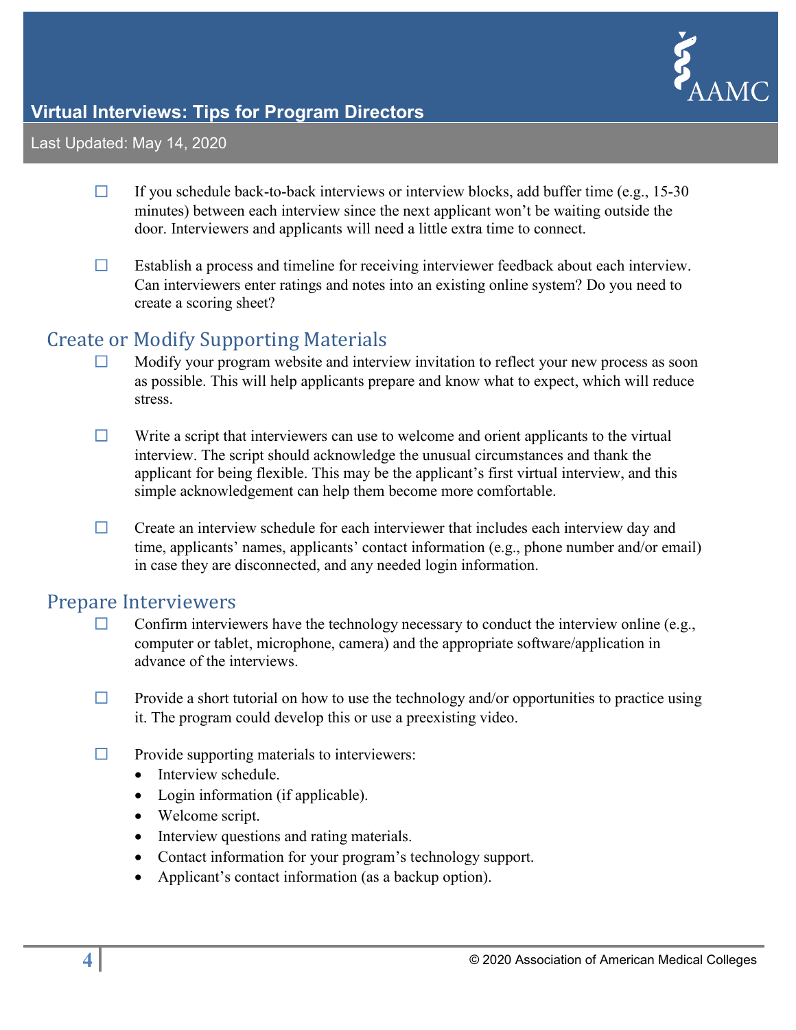- ☐ If you schedule back-to-back interviews or interview blocks, add buffer time (e.g., 15-30 minutes) between each interview since the next applicant won't be waiting outside the door. Interviewers and applicants will need a little extra time to connect.

- ☐ Establish a process and timeline for receiving interviewer feedback about each interview. Can interviewers enter ratings and notes into an existing online system? Do you need to create a scoring sheet?

## Create or Modify Supporting Materials

- ☐ Modify your program website and interview invitation to reflect your new process as soon as possible. This will help applicants prepare and know what to expect, which will reduce stress.

- ☐ Write a script that interviewers can use to welcome and orient applicants to the virtual interview. The script should acknowledge the unusual circumstances and thank the applicant for being flexible. This may be the applicant's first virtual interview, and this simple acknowledgement can help them become more comfortable.

- ☐ Create an interview schedule for each interviewer that includes each interview day and time, applicants' names, applicants' contact information (e.g., phone number and/or email) in case they are disconnected, and any needed login information.

## Prepare Interviewers

- ☐ Confirm interviewers have the technology necessary to conduct the interview online (e.g., computer or tablet, microphone, camera) and the appropriate software/application in advance of the interviews.

- ☐ Provide a short tutorial on how to use the technology and/or opportunities to practice using it. The program could develop this or use a preexisting video.

- ☐ Provide supporting materials to interviewers:
  - Interview schedule.
  - Login information (if applicable).
  - Welcome script.
  - Interview questions and rating materials.
  - Contact information for your program's technology support.
  - Applicant's contact information (as a backup option).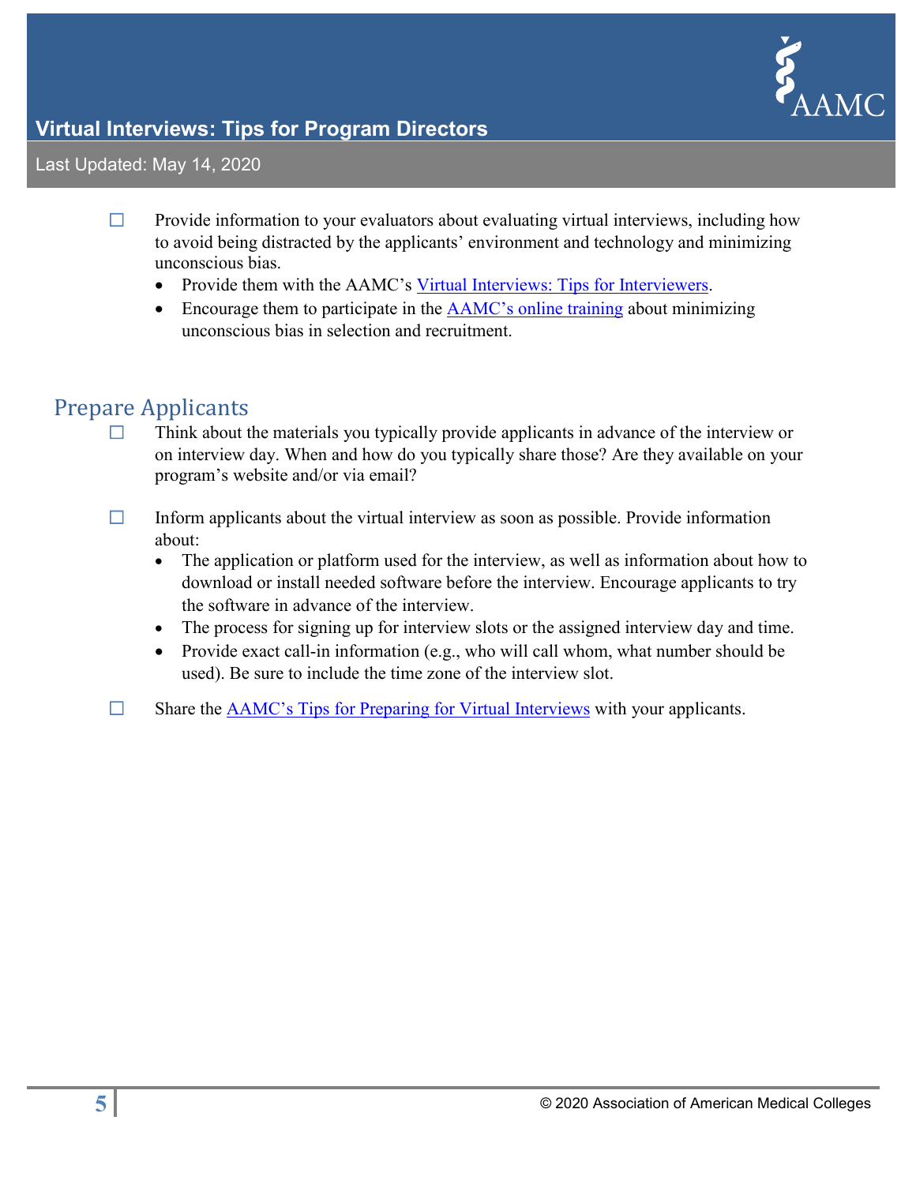- ☐ Provide information to your evaluators about evaluating virtual interviews, including how to avoid being distracted by the applicants' environment and technology and minimizing unconscious bias.
  - Provide them with the AAMC's [Virtual Interviews: Tips for Interviewers](#).
  - Encourage them to participate in the [AAMC's online training](#) about minimizing unconscious bias in selection and recruitment.

## Prepare Applicants

- ☐ Think about the materials you typically provide applicants in advance of the interview or on interview day. When and how do you typically share those? Are they available on your program's website and/or via email?

- ☐ Inform applicants about the virtual interview as soon as possible. Provide information about:
  - The application or platform used for the interview, as well as information about how to download or install needed software before the interview. Encourage applicants to try the software in advance of the interview.
  - The process for signing up for interview slots or the assigned interview day and time.
  - Provide exact call-in information (e.g., who will call whom, what number should be used). Be sure to include the time zone of the interview slot.

- ☐ Share the [AAMC's Tips for Preparing for Virtual Interviews](#) with your applicants.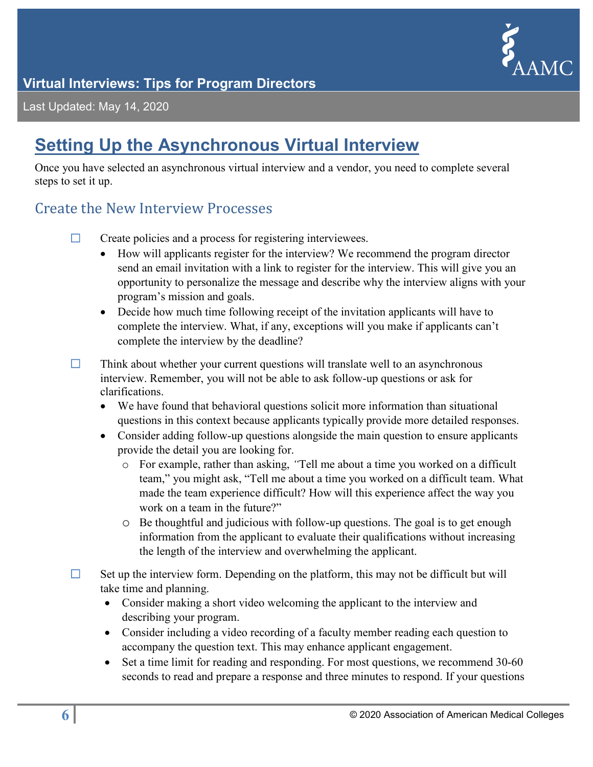## Setting Up the Asynchronous Virtual Interview

Once you have selected an asynchronous virtual interview and a vendor, you need to complete several steps to set it up.

### Create the New Interview Processes

- ☐ Create policies and a process for registering interviewees.
  - How will applicants register for the interview? We recommend the program director send an email invitation with a link to register for the interview. This will give you an opportunity to personalize the message and describe why the interview aligns with your program's mission and goals.
  - Decide how much time following receipt of the invitation applicants will have to complete the interview. What, if any, exceptions will you make if applicants can't complete the interview by the deadline?
- ☐ Think about whether your current questions will translate well to an asynchronous interview. Remember, you will not be able to ask follow-up questions or ask for clarifications.
  - We have found that behavioral questions solicit more information than situational questions in this context because applicants typically provide more detailed responses.
  - Consider adding follow-up questions alongside the main question to ensure applicants provide the detail you are looking for.
    - For example, rather than asking, "Tell me about a time you worked on a difficult team," you might ask, "Tell me about a time you worked on a difficult team. What made the team experience difficult? How will this experience affect the way you work on a team in the future?"
    - Be thoughtful and judicious with follow-up questions. The goal is to get enough information from the applicant to evaluate their qualifications without increasing the length of the interview and overwhelming the applicant.
- ☐ Set up the interview form. Depending on the platform, this may not be difficult but will take time and planning.
  - Consider making a short video welcoming the applicant to the interview and describing your program.
  - Consider including a video recording of a faculty member reading each question to accompany the question text. This may enhance applicant engagement.
  - Set a time limit for reading and responding. For most questions, we recommend 30-60 seconds to read and prepare a response and three minutes to respond. If your questions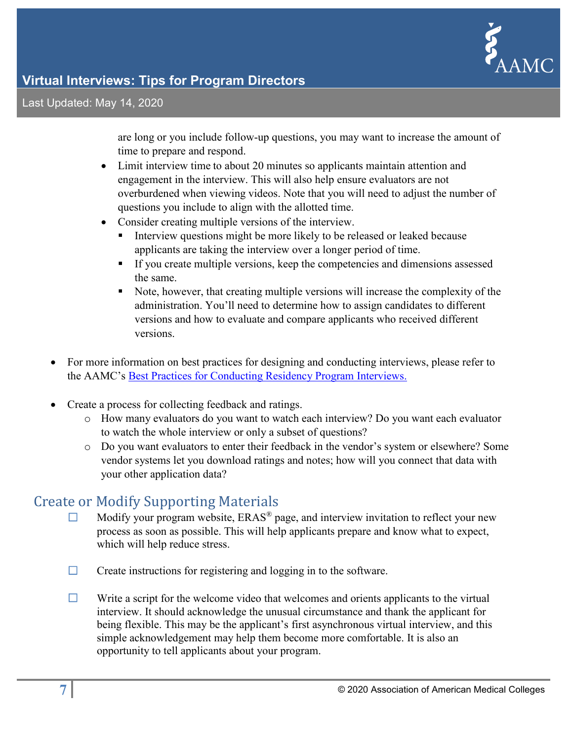are long or you include follow-up questions, you may want to increase the amount of time to prepare and respond.

- Limit interview time to about 20 minutes so applicants maintain attention and engagement in the interview. This will also help ensure evaluators are not overburdened when viewing videos. Note that you will need to adjust the number of questions you include to align with the allotted time.
- Consider creating multiple versions of the interview.
  - Interview questions might be more likely to be released or leaked because applicants are taking the interview over a longer period of time.
  - If you create multiple versions, keep the competencies and dimensions assessed the same.
  - Note, however, that creating multiple versions will increase the complexity of the administration. You'll need to determine how to assign candidates to different versions and how to evaluate and compare applicants who received different versions.

- For more information on best practices for designing and conducting interviews, please refer to the AAMC's Best Practices for Conducting Residency Program Interviews.

- Create a process for collecting feedback and ratings.
  - How many evaluators do you want to watch each interview? Do you want each evaluator to watch the whole interview or only a subset of questions?
  - Do you want evaluators to enter their feedback in the vendor's system or elsewhere? Some vendor systems let you download ratings and notes; how will you connect that data with your other application data?

## Create or Modify Supporting Materials

- ☐ Modify your program website, ERAS® page, and interview invitation to reflect your new process as soon as possible. This will help applicants prepare and know what to expect, which will help reduce stress.

- ☐ Create instructions for registering and logging in to the software.

- ☐ Write a script for the welcome video that welcomes and orients applicants to the virtual interview. It should acknowledge the unusual circumstance and thank the applicant for being flexible. This may be the applicant's first asynchronous virtual interview, and this simple acknowledgement may help them become more comfortable. It is also an opportunity to tell applicants about your program.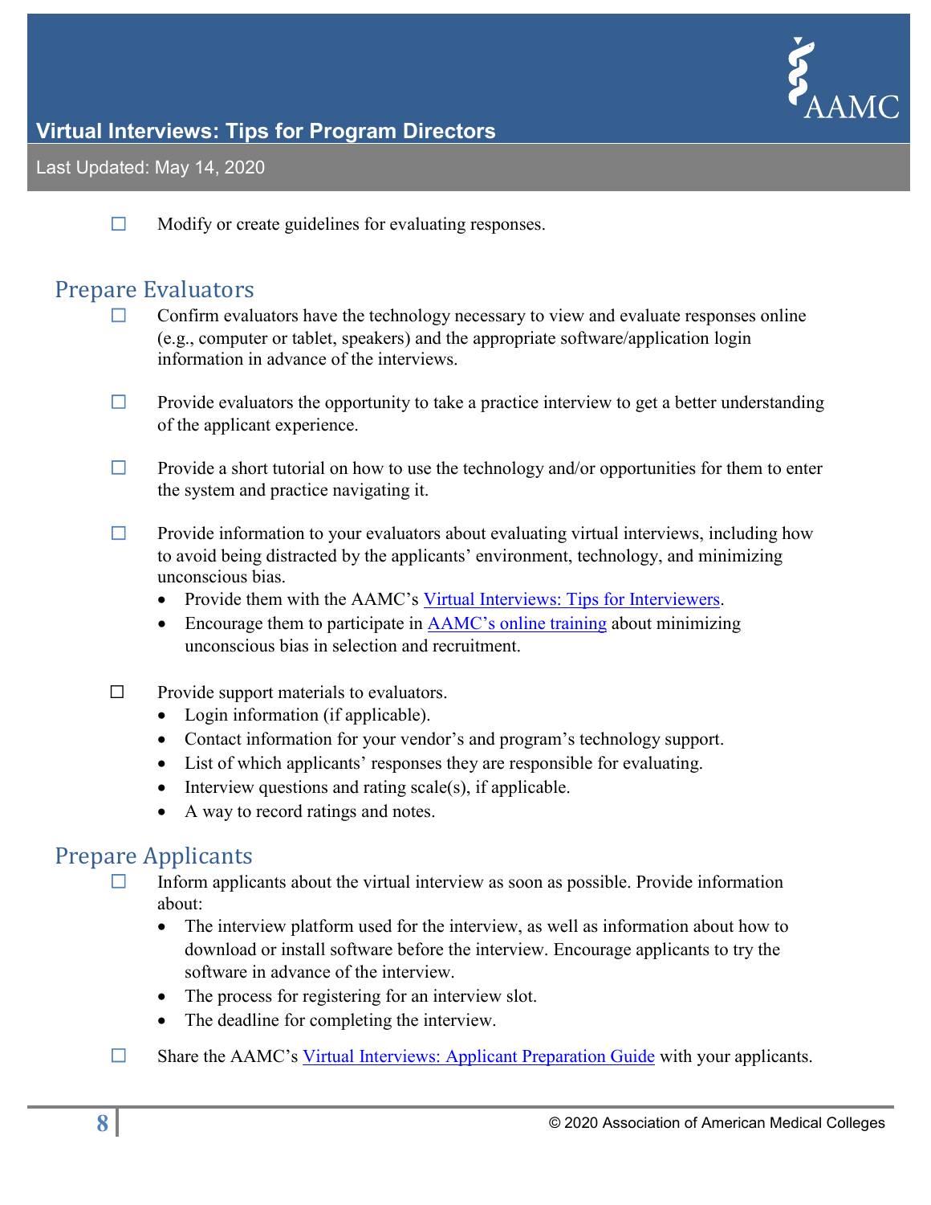- ☐ Modify or create guidelines for evaluating responses.

## Prepare Evaluators

- ☐ Confirm evaluators have the technology necessary to view and evaluate responses online (e.g., computer or tablet, speakers) and the appropriate software/application login information in advance of the interviews.

- ☐ Provide evaluators the opportunity to take a practice interview to get a better understanding of the applicant experience.

- ☐ Provide a short tutorial on how to use the technology and/or opportunities for them to enter the system and practice navigating it.

- ☐ Provide information to your evaluators about evaluating virtual interviews, including how to avoid being distracted by the applicants' environment, technology, and minimizing unconscious bias.
  - Provide them with the AAMC's [Virtual Interviews: Tips for Interviewers](#).
  - Encourage them to participate in [AAMC's online training](#) about minimizing unconscious bias in selection and recruitment.

- ☐ Provide support materials to evaluators.
  - Login information (if applicable).
  - Contact information for your vendor's and program's technology support.
  - List of which applicants' responses they are responsible for evaluating.
  - Interview questions and rating scale(s), if applicable.
  - A way to record ratings and notes.

## Prepare Applicants

- ☐ Inform applicants about the virtual interview as soon as possible. Provide information about:
  - The interview platform used for the interview, as well as information about how to download or install software before the interview. Encourage applicants to try the software in advance of the interview.
  - The process for registering for an interview slot.
  - The deadline for completing the interview.

- ☐ Share the AAMC's [Virtual Interviews: Applicant Preparation Guide](#) with your applicants.